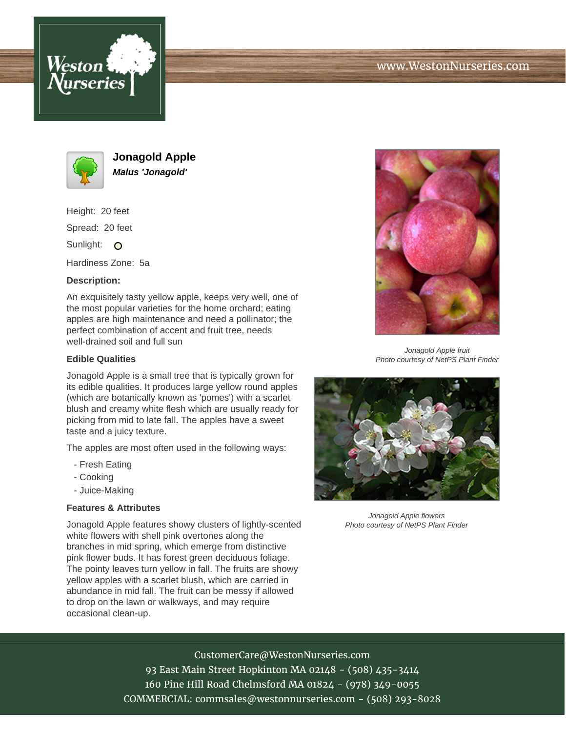Weston Nurseries

www.WestonNurseries.com

# Jonagold Apple

***Malus 'Jonagold'***

Height: 20 feet

Spread: 20 feet

Sunlight: O

Hardiness Zone: 5a

### Description:

An exquisitely tasty yellow apple, keeps very well, one of the most popular varieties for the home orchard; eating apples are high maintenance and need a pollinator; the perfect combination of accent and fruit tree, needs well-drained soil and full sun

### Edible Qualities

Jonagold Apple is a small tree that is typically grown for its edible qualities. It produces large yellow round apples (which are botanically known as 'pomes') with a scarlet blush and creamy white flesh which are usually ready for picking from mid to late fall. The apples have a sweet taste and a juicy texture.

The apples are most often used in the following ways:

- Fresh Eating
- Cooking
- Juice-Making

### Features & Attributes

Jonagold Apple features showy clusters of lightly-scented white flowers with shell pink overtones along the branches in mid spring, which emerge from distinctive pink flower buds. It has forest green deciduous foliage. The pointy leaves turn yellow in fall. The fruits are showy yellow apples with a scarlet blush, which are carried in abundance in mid fall. The fruit can be messy if allowed to drop on the lawn or walkways, and may require occasional clean-up.

*Jonagold Apple fruit*
*Photo courtesy of NetPS Plant Finder*

*Jonagold Apple flowers*
*Photo courtesy of NetPS Plant Finder*

CustomerCare@WestonNurseries.com
93 East Main Street Hopkinton MA 02148 - (508) 435-3414
160 Pine Hill Road Chelmsford MA 01824 - (978) 349-0055
COMMERCIAL: commsales@westonnurseries.com - (508) 293-8028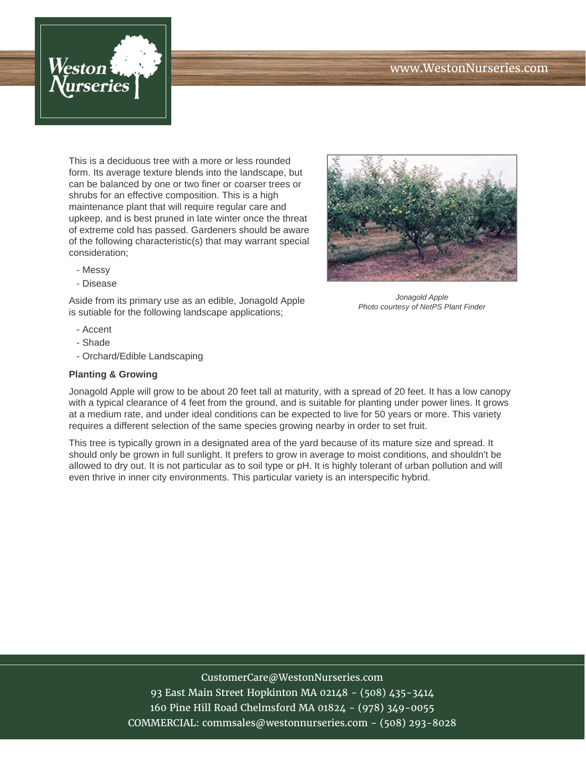This is a deciduous tree with a more or less rounded form. Its average texture blends into the landscape, but can be balanced by one or two finer or coarser trees or shrubs for an effective composition. This is a high maintenance plant that will require regular care and upkeep, and is best pruned in late winter once the threat of extreme cold has passed. Gardeners should be aware of the following characteristic(s) that may warrant special consideration;

- Messy
- Disease

Aside from its primary use as an edible, Jonagold Apple is sutiable for the following landscape applications;

- Accent
- Shade
- Orchard/Edible Landscaping

*Jonagold Apple*
*Photo courtesy of NetPS Plant Finder*

**Planting & Growing**

Jonagold Apple will grow to be about 20 feet tall at maturity, with a spread of 20 feet. It has a low canopy with a typical clearance of 4 feet from the ground, and is suitable for planting under power lines. It grows at a medium rate, and under ideal conditions can be expected to live for 50 years or more. This variety requires a different selection of the same species growing nearby in order to set fruit.

This tree is typically grown in a designated area of the yard because of its mature size and spread. It should only be grown in full sunlight. It prefers to grow in average to moist conditions, and shouldn't be allowed to dry out. It is not particular as to soil type or pH. It is highly tolerant of urban pollution and will even thrive in inner city environments. This particular variety is an interspecific hybrid.